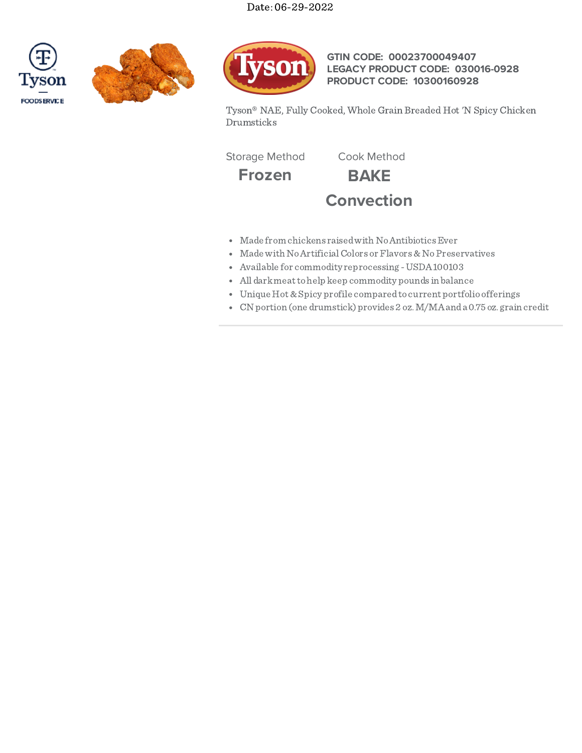Date: 06-29-2022

**GTIN CODE: 00023700049407**
**LEGACY PRODUCT CODE: 030016-0928**
**PRODUCT CODE: 10300160928**

Tyson® NAE, Fully Cooked, Whole Grain Breaded Hot 'N Spicy Chicken Drumsticks

| Storage Method | Cook Method |
| --- | --- |
| **Frozen** | **BAKE** |
| | **Convection** |

- Made from chickens raised with No Antibiotics Ever
- Made with No Artificial Colors or Flavors & No Preservatives
- Available for commodity reprocessing - USDA 100103
- All dark meat to help keep commodity pounds in balance
- Unique Hot & Spicy profile compared to current portfolio offerings
- CN portion (one drumstick) provides 2 oz. M/MA and a 0.75 oz. grain credit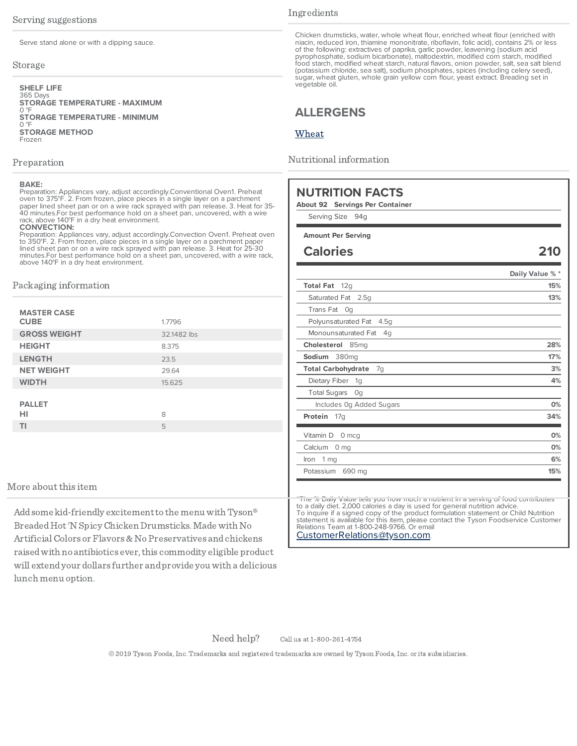## Serving suggestions

Serve stand alone or with a dipping sauce.

## Storage

**SHELF LIFE**
365 Days
**STORAGE TEMPERATURE - MAXIMUM**
0 °F
**STORAGE TEMPERATURE - MINIMUM**
0 °F
**STORAGE METHOD**
Frozen

## Preparation

**BAKE:**
Preparation: Appliances vary, adjust accordingly.Conventional Oven1. Preheat oven to 375°F. 2. From frozen, place pieces in a single layer on a parchment paper lined sheet pan or on a wire rack sprayed with pan release. 3. Heat for 35-40 minutes.For best performance hold on a sheet pan, uncovered, with a wire rack, above 140°F in a dry heat environment.
**CONVECTION:**
Preparation: Appliances vary, adjust accordingly.Convection Oven1. Preheat oven to 350°F. 2. From frozen, place pieces in a single layer on a parchment paper lined sheet pan or on a wire rack sprayed with pan release. 3. Heat for 25-30 minutes.For best performance hold on a sheet pan, uncovered, with a wire rack, above 140°F in a dry heat environment.

## Packaging information

| MASTER CASE | |
|---|---|
| CUBE | 1.7796 |
| GROSS WEIGHT | 32.1482 lbs |
| HEIGHT | 8.375 |
| LENGTH | 23.5 |
| NET WEIGHT | 29.64 |
| WIDTH | 15.625 |

| PALLET | |
|---|---|
| HI | 8 |
| TI | 5 |

## Ingredients

Chicken drumsticks, water, whole wheat flour, enriched wheat flour (enriched with niacin, reduced iron, thiamine mononitrate, riboflavin, folic acid), contains 2% or less of the following: extractives of paprika, garlic powder, leavening (sodium acid pyrophosphate, sodium bicarbonate), maltodextrin, modified corn starch, modified food starch, modified wheat starch, natural flavors, onion powder, salt, sea salt blend (potassium chloride, sea salt), sodium phosphates, spices (including celery seed), sugar, wheat gluten, whole grain yellow corn flour, yeast extract. Breading set in vegetable oil.

## ALLERGENS

Wheat

## Nutritional information

**NUTRITION FACTS**
**About 92 Servings Per Container**
Serving Size 94g

**Amount Per Serving**

| | |
|---|---|
| **Calories** | **210** |
| | **Daily Value % \*** |
| **Total Fat** 12g | **15%** |
| Saturated Fat 2.5g | **13%** |
| Trans Fat 0g | |
| Polyunsaturated Fat 4.5g | |
| Monounsaturated Fat 4g | |
| **Cholesterol** 85mg | **28%** |
| **Sodium** 380mg | **17%** |
| **Total Carbohydrate** 7g | **3%** |
| Dietary Fiber 1g | **4%** |
| Total Sugars 0g | |
| Includes 0g Added Sugars | **0%** |
| **Protein** 17g | **34%** |
| Vitamin D 0 mcg | **0%** |
| Calcium 0 mg | **0%** |
| Iron 1 mg | **6%** |
| Potassium 690 mg | **15%** |

\*The % Daily Value tells you how much a nutrient in a serving of food contributes to a daily diet. 2,000 calories a day is used for general nutrition advice.
To inquire if a signed copy of the product formulation statement or Child Nutrition statement is available for this item, please contact the Tyson Foodservice Customer Relations Team at 1-800-248-9766. Or email CustomerRelations@tyson.com.

## More about this item

Add some kid-friendly excitement to the menu with Tyson® Breaded Hot 'N Spicy Chicken Drumsticks. Made with No Artificial Colors or Flavors & No Preservatives and chickens raised with no antibiotics ever, this commodity eligible product will extend your dollars further and provide you with a delicious lunch menu option.

Need help? Call us at 1-800-261-4754

© 2019 Tyson Foods, Inc. Trademarks and registered trademarks are owned by Tyson Foods, Inc. or its subsidiaries.